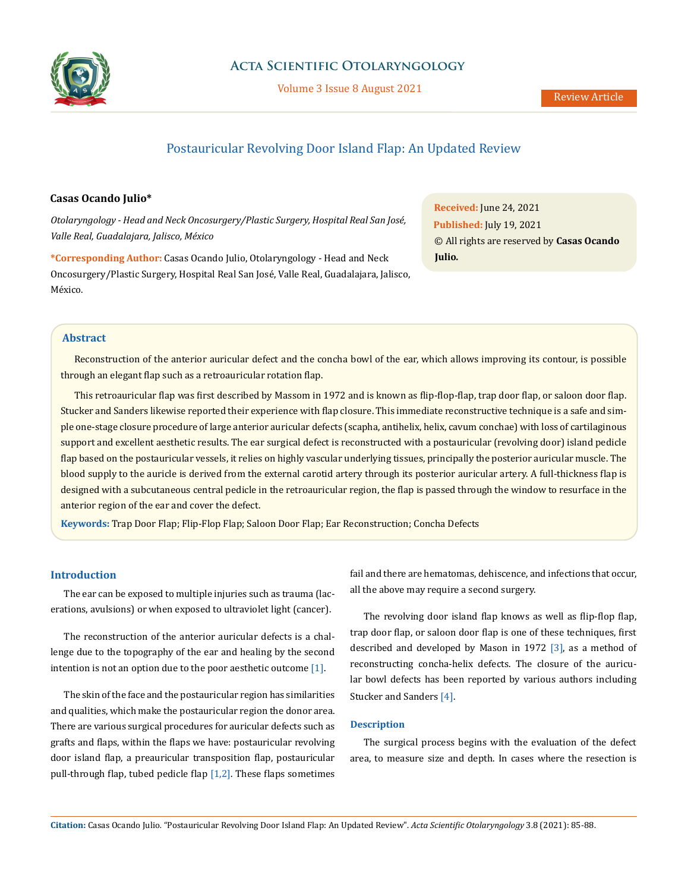# Postauricular Revolving Door Island Flap: An Updated Review

**Casas Ocando Julio***

*Otolaryngology - Head and Neck Oncosurgery/Plastic Surgery, Hospital Real San José, Valle Real, Guadalajara, Jalisco, México*

***Corresponding Author:** Casas Ocando Julio, Otolaryngology - Head and Neck Oncosurgery/Plastic Surgery, Hospital Real San José, Valle Real, Guadalajara, Jalisco, México.

**Received:** June 24, 2021
**Published:** July 19, 2021
© All rights are reserved by **Casas Ocando Julio.**

## Abstract

Reconstruction of the anterior auricular defect and the concha bowl of the ear, which allows improving its contour, is possible through an elegant flap such as a retroauricular rotation flap.

This retroauricular flap was first described by Massom in 1972 and is known as flip-flop-flap, trap door flap, or saloon door flap. Stucker and Sanders likewise reported their experience with flap closure. This immediate reconstructive technique is a safe and simple one-stage closure procedure of large anterior auricular defects (scapha, antihelix, helix, cavum conchae) with loss of cartilaginous support and excellent aesthetic results. The ear surgical defect is reconstructed with a postauricular (revolving door) island pedicle flap based on the postauricular vessels, it relies on highly vascular underlying tissues, principally the posterior auricular muscle. The blood supply to the auricle is derived from the external carotid artery through its posterior auricular artery. A full-thickness flap is designed with a subcutaneous central pedicle in the retroauricular region, the flap is passed through the window to resurface in the anterior region of the ear and cover the defect.

**Keywords:** Trap Door Flap; Flip-Flop Flap; Saloon Door Flap; Ear Reconstruction; Concha Defects

## Introduction

The ear can be exposed to multiple injuries such as trauma (lacerations, avulsions) or when exposed to ultraviolet light (cancer).

The reconstruction of the anterior auricular defects is a challenge due to the topography of the ear and healing by the second intention is not an option due to the poor aesthetic outcome [1].

The skin of the face and the postauricular region has similarities and qualities, which make the postauricular region the donor area. There are various surgical procedures for auricular defects such as grafts and flaps, within the flaps we have: postauricular revolving door island flap, a preauricular transposition flap, postauricular pull-through flap, tubed pedicle flap [1,2]. These flaps sometimes fail and there are hematomas, dehiscence, and infections that occur, all the above may require a second surgery.

The revolving door island flap knows as well as flip-flop flap, trap door flap, or saloon door flap is one of these techniques, first described and developed by Mason in 1972 [3], as a method of reconstructing concha-helix defects. The closure of the auricular bowl defects has been reported by various authors including Stucker and Sanders [4].

## Description

The surgical process begins with the evaluation of the defect area, to measure size and depth. In cases where the resection is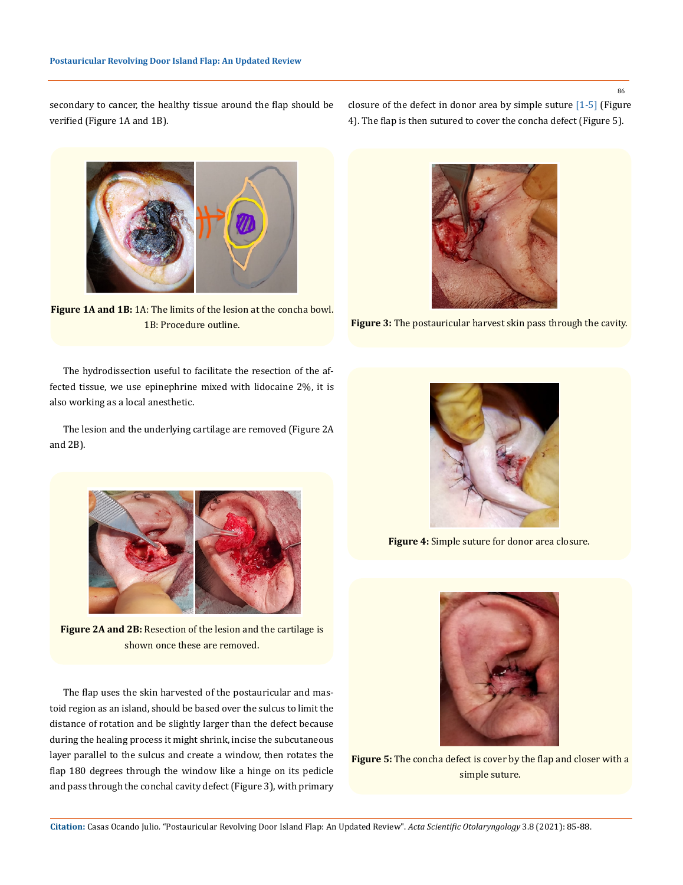secondary to cancer, the healthy tissue around the flap should be verified (Figure 1A and 1B).

**Figure 1A and 1B:** 1A: The limits of the lesion at the concha bowl. 1B: Procedure outline.

The hydrodissection useful to facilitate the resection of the affected tissue, we use epinephrine mixed with lidocaine 2%, it is also working as a local anesthetic.

The lesion and the underlying cartilage are removed (Figure 2A and 2B).

**Figure 2A and 2B:** Resection of the lesion and the cartilage is shown once these are removed.

The flap uses the skin harvested of the postauricular and mastoid region as an island, should be based over the sulcus to limit the distance of rotation and be slightly larger than the defect because during the healing process it might shrink, incise the subcutaneous layer parallel to the sulcus and create a window, then rotates the flap 180 degrees through the window like a hinge on its pedicle and pass through the conchal cavity defect (Figure 3), with primary closure of the defect in donor area by simple suture [1-5] (Figure 4). The flap is then sutured to cover the concha defect (Figure 5).

**Figure 3:** The postauricular harvest skin pass through the cavity.

**Figure 4:** Simple suture for donor area closure.

**Figure 5:** The concha defect is cover by the flap and closer with a simple suture.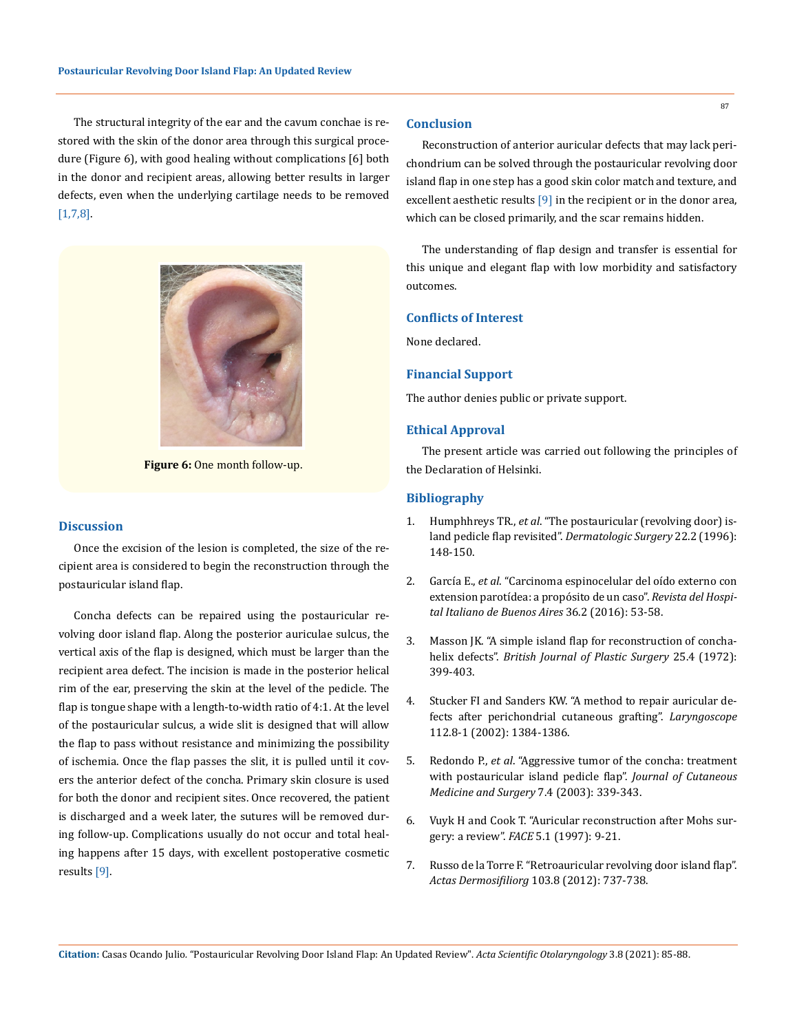The structural integrity of the ear and the cavum conchae is restored with the skin of the donor area through this surgical procedure (Figure 6), with good healing without complications [6] both in the donor and recipient areas, allowing better results in larger defects, even when the underlying cartilage needs to be removed [1,7,8].

**Figure 6:** One month follow-up.

## Discussion

Once the excision of the lesion is completed, the size of the recipient area is considered to begin the reconstruction through the postauricular island flap.

Concha defects can be repaired using the postauricular revolving door island flap. Along the posterior auriculae sulcus, the vertical axis of the flap is designed, which must be larger than the recipient area defect. The incision is made in the posterior helical rim of the ear, preserving the skin at the level of the pedicle. The flap is tongue shape with a length-to-width ratio of 4:1. At the level of the postauricular sulcus, a wide slit is designed that will allow the flap to pass without resistance and minimizing the possibility of ischemia. Once the flap passes the slit, it is pulled until it covers the anterior defect of the concha. Primary skin closure is used for both the donor and recipient sites. Once recovered, the patient is discharged and a week later, the sutures will be removed during follow-up. Complications usually do not occur and total healing happens after 15 days, with excellent postoperative cosmetic results [9].

## Conclusion

Reconstruction of anterior auricular defects that may lack perichondrium can be solved through the postauricular revolving door island flap in one step has a good skin color match and texture, and excellent aesthetic results [9] in the recipient or in the donor area, which can be closed primarily, and the scar remains hidden.

The understanding of flap design and transfer is essential for this unique and elegant flap with low morbidity and satisfactory outcomes.

## Conflicts of Interest

None declared.

## Financial Support

The author denies public or private support.

## Ethical Approval

The present article was carried out following the principles of the Declaration of Helsinki.

## Bibliography

1. Humphhreys TR., *et al*. "The postauricular (revolving door) island pedicle flap revisited". *Dermatologic Surgery* 22.2 (1996): 148-150.
2. García E., *et al*. "Carcinoma espinocelular del oído externo con extension parotídea: a propósito de un caso". *Revista del Hospital Italiano de Buenos Aires* 36.2 (2016): 53-58.
3. Masson JK. "A simple island flap for reconstruction of concha-helix defects". *British Journal of Plastic Surgery* 25.4 (1972): 399-403.
4. Stucker FI and Sanders KW. "A method to repair auricular defects after perichondrial cutaneous grafting". *Laryngoscope* 112.8-1 (2002): 1384-1386.
5. Redondo P., *et al*. "Aggressive tumor of the concha: treatment with postauricular island pedicle flap". *Journal of Cutaneous Medicine and Surgery* 7.4 (2003): 339-343.
6. Vuyk H and Cook T. "Auricular reconstruction after Mohs surgery: a review". *FACE* 5.1 (1997): 9-21.
7. Russo de la Torre F. "Retroauricular revolving door island flap". *Actas Dermosifiliorg* 103.8 (2012): 737-738.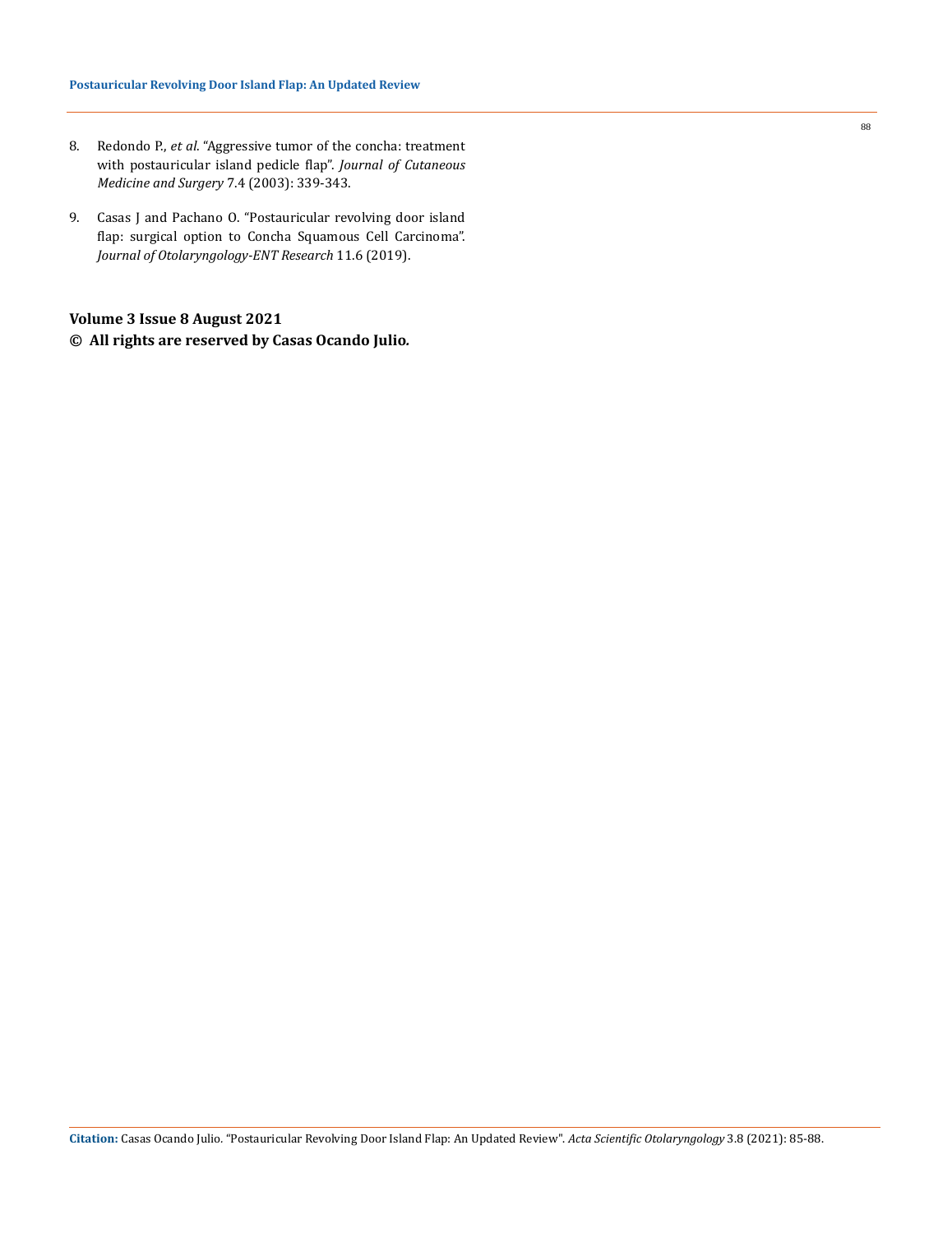8. Redondo P., *et al*. "Aggressive tumor of the concha: treatment with postauricular island pedicle flap". *Journal of Cutaneous Medicine and Surgery* 7.4 (2003): 339-343.

9. Casas J and Pachano O. "Postauricular revolving door island flap: surgical option to Concha Squamous Cell Carcinoma". *Journal of Otolaryngology-ENT Research* 11.6 (2019).

**Volume 3 Issue 8 August 2021**
**© All rights are reserved by Casas Ocando Julio.**